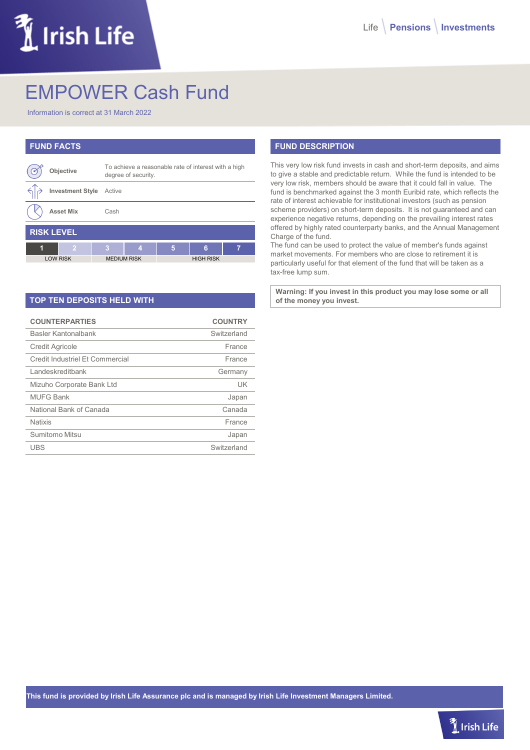# EMPOWER Cash Fund

Information is correct at 31 March 2022

## FUND FACTS

| | |
|---|---|
| **Objective** | To achieve a reasonable rate of interest with a high degree of security. |
| **Investment Style** | Active |
| **Asset Mix** | Cash |

## RISK LEVEL

| 1 | 2 | 3 | 4 | 5 | 6 | 7 |
|---|---|---|---|---|---|---|
| LOW RISK | | MEDIUM RISK | | HIGH RISK | | |

## FUND DESCRIPTION

This very low risk fund invests in cash and short-term deposits, and aims to give a stable and predictable return. While the fund is intended to be very low risk, members should be aware that it could fall in value. The fund is benchmarked against the 3 month Euribid rate, which reflects the rate of interest achievable for institutional investors (such as pension scheme providers) on short-term deposits. It is not guaranteed and can experience negative returns, depending on the prevailing interest rates offered by highly rated counterparty banks, and the Annual Management Charge of the fund.

The fund can be used to protect the value of member's funds against market movements. For members who are close to retirement it is particularly useful for that element of the fund that will be taken as a tax-free lump sum.

**Warning: If you invest in this product you may lose some or all of the money you invest.**

## TOP TEN DEPOSITS HELD WITH

| COUNTERPARTIES | COUNTRY |
|---|---|
| Basler Kantonalbank | Switzerland |
| Credit Agricole | France |
| Credit Industriel Et Commercial | France |
| Landeskreditbank | Germany |
| Mizuho Corporate Bank Ltd | UK |
| MUFG Bank | Japan |
| National Bank of Canada | Canada |
| Natixis | France |
| Sumitomo Mitsu | Japan |
| UBS | Switzerland |

**This fund is provided by Irish Life Assurance plc and is managed by Irish Life Investment Managers Limited.**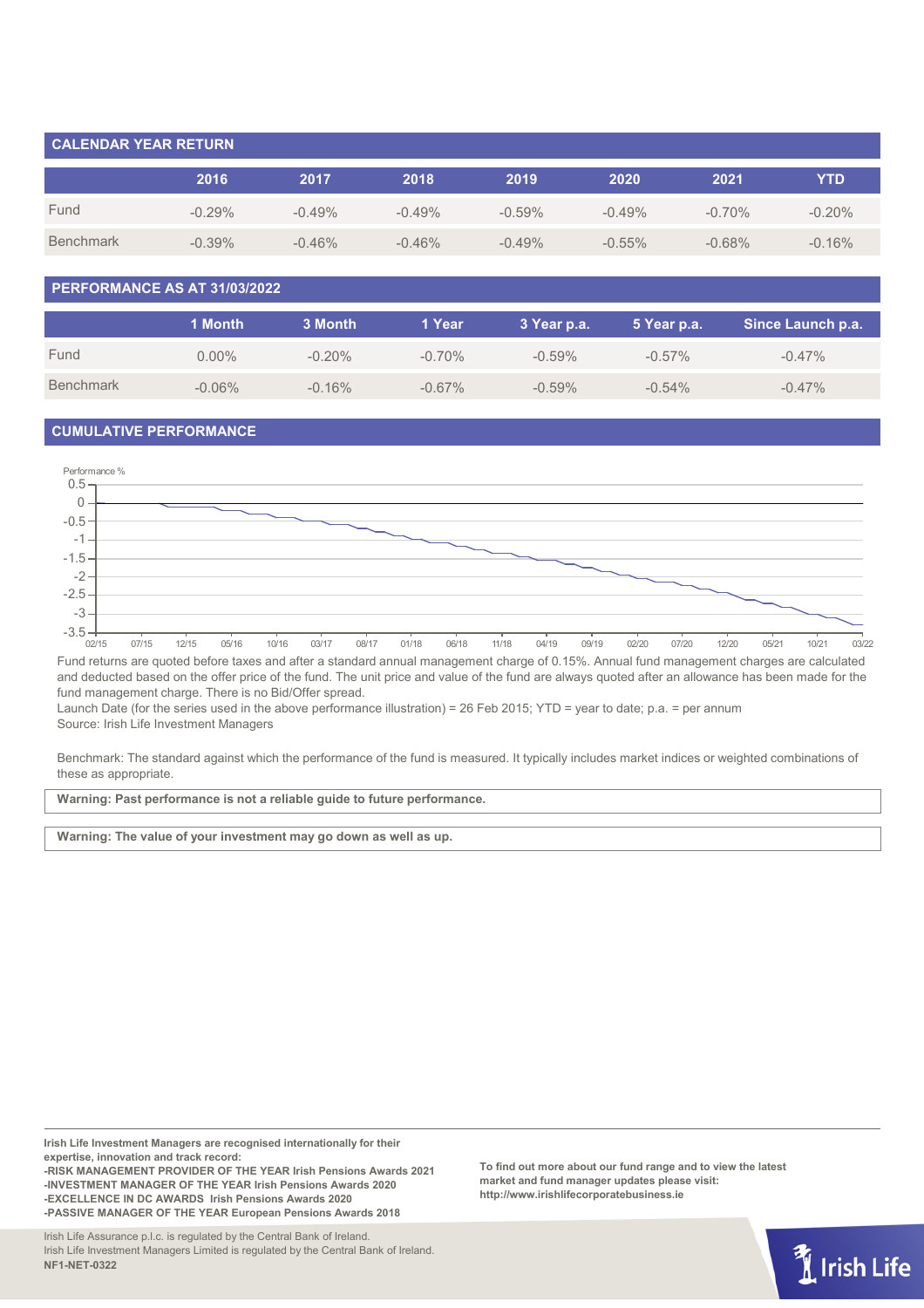## CALENDAR YEAR RETURN

| | 2016 | 2017 | 2018 | 2019 | 2020 | 2021 | YTD |
|---|---|---|---|---|---|---|---|
| Fund | -0.29% | -0.49% | -0.49% | -0.59% | -0.49% | -0.70% | -0.20% |
| Benchmark | -0.39% | -0.46% | -0.46% | -0.49% | -0.55% | -0.68% | -0.16% |

## PERFORMANCE AS AT 31/03/2022

| | 1 Month | 3 Month | 1 Year | 3 Year p.a. | 5 Year p.a. | Since Launch p.a. |
|---|---|---|---|---|---|---|
| Fund | 0.00% | -0.20% | -0.70% | -0.59% | -0.57% | -0.47% |
| Benchmark | -0.06% | -0.16% | -0.67% | -0.59% | -0.54% | -0.47% |

## CUMULATIVE PERFORMANCE

Performance %

0.5
0
-0.5
-1
-1.5
-2
-2.5
-3
-3.5

02/15 07/15 12/15 05/16 10/16 03/17 08/17 01/18 06/18 11/18 04/19 09/19 02/20 07/20 12/20 05/21 10/21 03/22

Fund returns are quoted before taxes and after a standard annual management charge of 0.15%. Annual fund management charges are calculated and deducted based on the offer price of the fund. The unit price and value of the fund are always quoted after an allowance has been made for the fund management charge. There is no Bid/Offer spread.

Launch Date (for the series used in the above performance illustration) = 26 Feb 2015; YTD = year to date; p.a. = per annum

Source: Irish Life Investment Managers

Benchmark: The standard against which the performance of the fund is measured. It typically includes market indices or weighted combinations of these as appropriate.

**Warning: Past performance is not a reliable guide to future performance.**

**Warning: The value of your investment may go down as well as up.**

**Irish Life Investment Managers are recognised internationally for their expertise, innovation and track record:**
**-RISK MANAGEMENT PROVIDER OF THE YEAR Irish Pensions Awards 2021**
**-INVESTMENT MANAGER OF THE YEAR Irish Pensions Awards 2020**
**-EXCELLENCE IN DC AWARDS Irish Pensions Awards 2020**
**-PASSIVE MANAGER OF THE YEAR European Pensions Awards 2018**

**To find out more about our fund range and to view the latest market and fund manager updates please visit: http://www.irishlifecorporatebusiness.ie**

Irish Life Assurance p.l.c. is regulated by the Central Bank of Ireland.
Irish Life Investment Managers Limited is regulated by the Central Bank of Ireland.
**NF1-NET-0322**

Irish Life